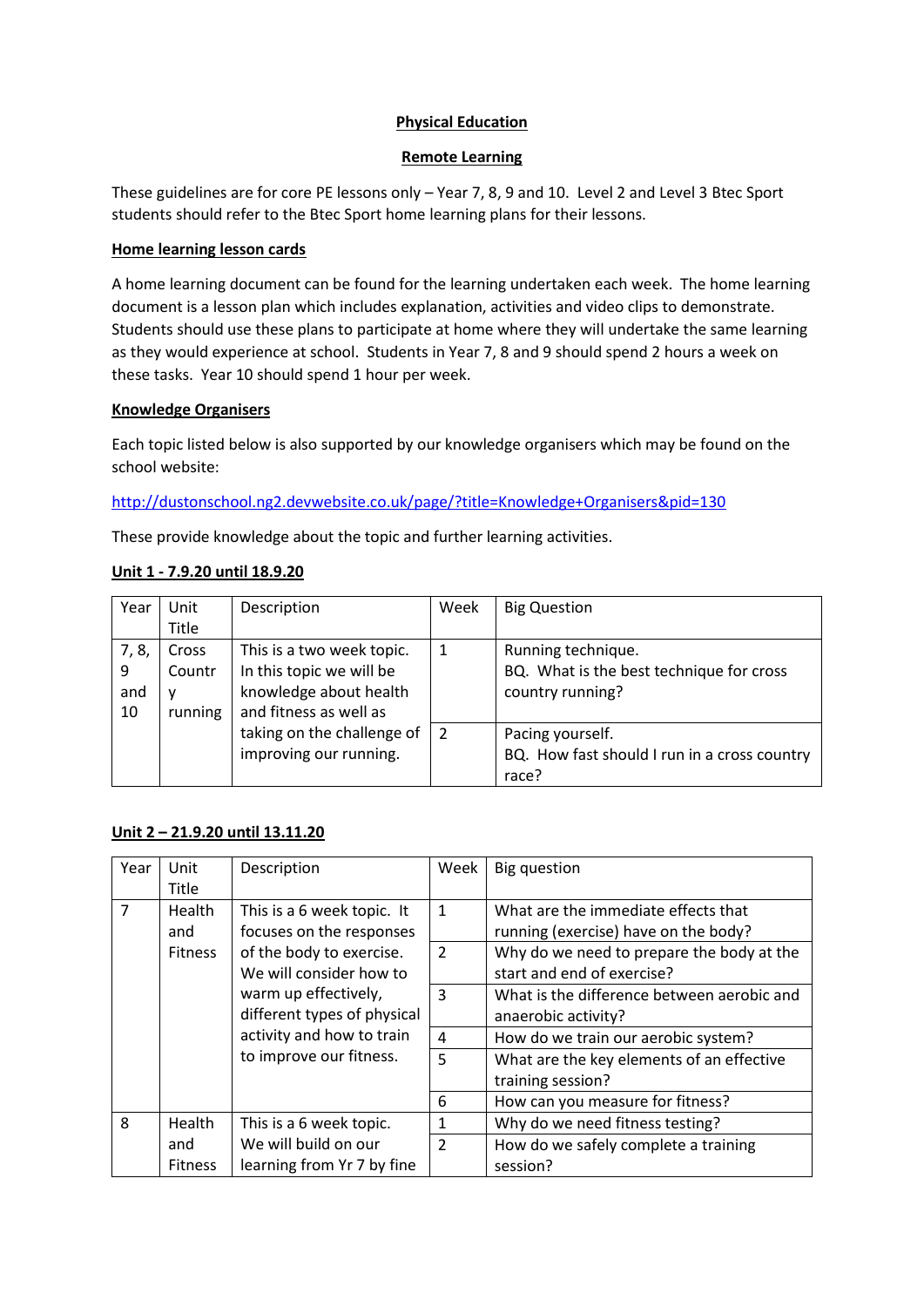**Physical Education**

**Remote Learning**

These guidelines are for core PE lessons only – Year 7, 8, 9 and 10. Level 2 and Level 3 Btec Sport students should refer to the Btec Sport home learning plans for their lessons.

**Home learning lesson cards**

A home learning document can be found for the learning undertaken each week. The home learning document is a lesson plan which includes explanation, activities and video clips to demonstrate. Students should use these plans to participate at home where they will undertake the same learning as they would experience at school. Students in Year 7, 8 and 9 should spend 2 hours a week on these tasks. Year 10 should spend 1 hour per week.

**Knowledge Organisers**

Each topic listed below is also supported by our knowledge organisers which may be found on the school website:

http://dustonschool.ng2.devwebsite.co.uk/page/?title=Knowledge+Organisers&pid=130

These provide knowledge about the topic and further learning activities.

**Unit 1 - 7.9.20 until 18.9.20**

| Year | Unit Title | Description | Week | Big Question |
|---|---|---|---|---|
| 7, 8, 9 and 10 | Cross Country running | This is a two week topic. In this topic we will be knowledge about health and fitness as well as taking on the challenge of improving our running. | 1 | Running technique.<br>BQ. What is the best technique for cross country running? |
| | | | 2 | Pacing yourself.<br>BQ. How fast should I run in a cross country race? |

**Unit 2 – 21.9.20 until 13.11.20**

| Year | Unit Title | Description | Week | Big question |
|---|---|---|---|---|
| 7 | Health and Fitness | This is a 6 week topic. It focuses on the responses of the body to exercise. We will consider how to warm up effectively, different types of physical activity and how to train to improve our fitness. | 1 | What are the immediate effects that running (exercise) have on the body? |
| | | | 2 | Why do we need to prepare the body at the start and end of exercise? |
| | | | 3 | What is the difference between aerobic and anaerobic activity? |
| | | | 4 | How do we train our aerobic system? |
| | | | 5 | What are the key elements of an effective training session? |
| | | | 6 | How can you measure for fitness? |
| 8 | Health and Fitness | This is a 6 week topic. We will build on our learning from Yr 7 by fine | 1 | Why do we need fitness testing? |
| | | | 2 | How do we safely complete a training session? |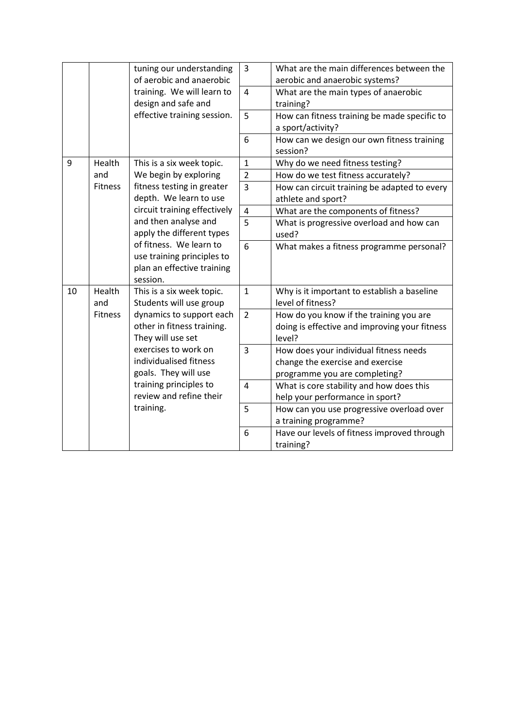| | | | | |
|---|---|---|---|---|
| | | tuning our understanding of aerobic and anaerobic training. We will learn to design and safe and effective training session. | 3 | What are the main differences between the aerobic and anaerobic systems? |
| | | | 4 | What are the main types of anaerobic training? |
| | | | 5 | How can fitness training be made specific to a sport/activity? |
| | | | 6 | How can we design our own fitness training session? |
| 9 | Health and Fitness | This is a six week topic. We begin by exploring fitness testing in greater depth. We learn to use circuit training effectively and then analyse and apply the different types of fitness. We learn to use training principles to plan an effective training session. | 1 | Why do we need fitness testing? |
| | | | 2 | How do we test fitness accurately? |
| | | | 3 | How can circuit training be adapted to every athlete and sport? |
| | | | 4 | What are the components of fitness? |
| | | | 5 | What is progressive overload and how can used? |
| | | | 6 | What makes a fitness programme personal? |
| 10 | Health and Fitness | This is a six week topic. Students will use group dynamics to support each other in fitness training. They will use set exercises to work on individualised fitness goals. They will use training principles to review and refine their training. | 1 | Why is it important to establish a baseline level of fitness? |
| | | | 2 | How do you know if the training you are doing is effective and improving your fitness level? |
| | | | 3 | How does your individual fitness needs change the exercise and exercise programme you are completing? |
| | | | 4 | What is core stability and how does this help your performance in sport? |
| | | | 5 | How can you use progressive overload over a training programme? |
| | | | 6 | Have our levels of fitness improved through training? |